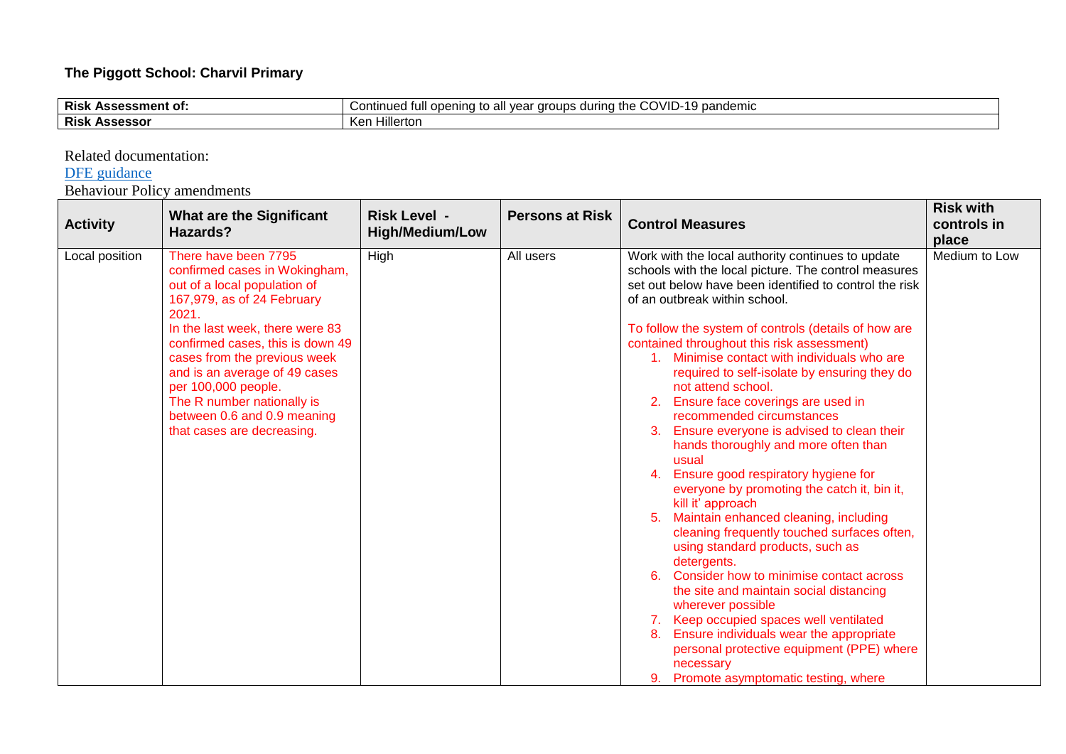**The Piggott School: Charvil Primary**

| **Risk Assessment of:** | Continued full opening to all year groups during the COVID-19 pandemic |
|---|---|
| **Risk Assessor** | Ken Hillerton |

Related documentation:

[DFE guidance]

Behaviour Policy amendments

| **Activity** | **What are the Significant Hazards?** | **Risk Level - High/Medium/Low** | **Persons at Risk** | **Control Measures** | **Risk with controls in place** |
|---|---|---|---|---|---|
| Local position | There have been 7795 confirmed cases in Wokingham, out of a local population of 167,979, as of 24 February 2021.<br>In the last week, there were 83 confirmed cases, this is down 49 cases from the previous week and is an average of 49 cases per 100,000 people.<br>The R number nationally is between 0.6 and 0.9 meaning that cases are decreasing. | High | All users | Work with the local authority continues to update schools with the local picture. The control measures set out below have been identified to control the risk of an outbreak within school.<br><br>To follow the system of controls (details of how are contained throughout this risk assessment)<br>1. Minimise contact with individuals who are required to self-isolate by ensuring they do not attend school.<br>2. Ensure face coverings are used in recommended circumstances<br>3. Ensure everyone is advised to clean their hands thoroughly and more often than usual<br>4. Ensure good respiratory hygiene for everyone by promoting the catch it, bin it, kill it' approach<br>5. Maintain enhanced cleaning, including cleaning frequently touched surfaces often, using standard products, such as detergents.<br>6. Consider how to minimise contact across the site and maintain social distancing wherever possible<br>7. Keep occupied spaces well ventilated<br>8. Ensure individuals wear the appropriate personal protective equipment (PPE) where necessary<br>9. Promote asymptomatic testing, where | Medium to Low |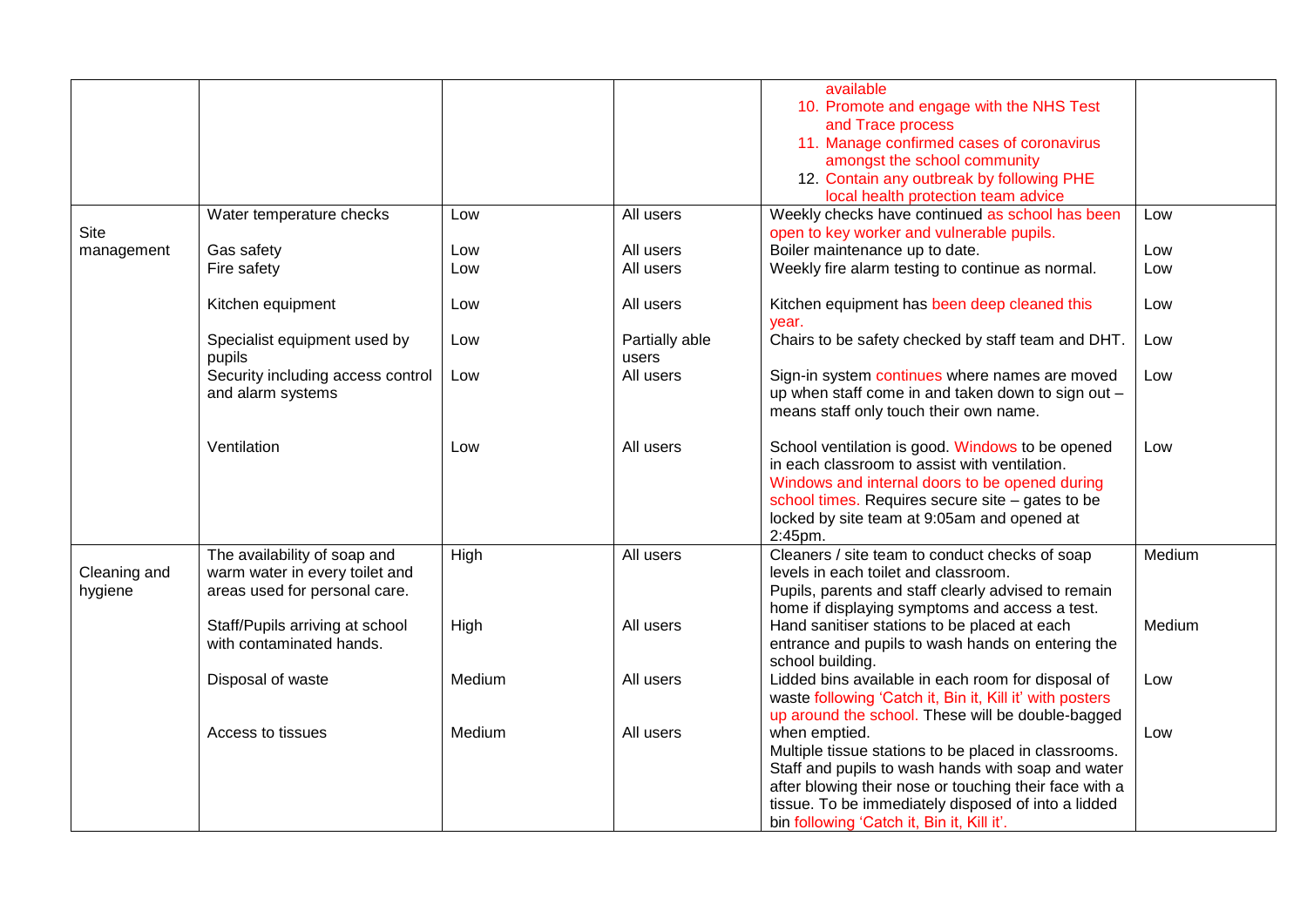| | | | | | |
|---|---|---|---|---|---|
| | | | | available<br>10. Promote and engage with the NHS Test and Trace process<br>11. Manage confirmed cases of coronavirus amongst the school community<br>12. Contain any outbreak by following PHE local health protection team advice | |
| Site management | Water temperature checks<br><br>Gas safety<br>Fire safety<br><br>Kitchen equipment<br><br>Specialist equipment used by pupils<br>Security including access control and alarm systems<br><br><br>Ventilation | Low<br><br>Low<br>Low<br><br>Low<br><br>Low<br><br>Low<br><br><br><br>Low | All users<br><br>All users<br>All users<br><br>All users<br><br>Partially able users<br>All users<br><br><br><br>All users | Weekly checks have continued as school has been open to key worker and vulnerable pupils.<br>Boiler maintenance up to date.<br>Weekly fire alarm testing to continue as normal.<br><br>Kitchen equipment has been deep cleaned this year.<br>Chairs to be safety checked by staff team and DHT.<br>Sign-in system continues where names are moved up when staff come in and taken down to sign out – means staff only touch their own name.<br><br>School ventilation is good. Windows to be opened in each classroom to assist with ventilation. Windows and internal doors to be opened during school times. Requires secure site – gates to be locked by site team at 9:05am and opened at 2:45pm. | Low<br><br>Low<br>Low<br><br>Low<br><br>Low<br><br>Low<br><br><br><br>Low |
| Cleaning and hygiene | The availability of soap and warm water in every toilet and areas used for personal care.<br><br>Staff/Pupils arriving at school with contaminated hands.<br><br>Disposal of waste<br><br><br>Access to tissues | High<br><br><br>High<br><br><br>Medium<br><br><br>Medium | All users<br><br><br>All users<br><br><br>All users<br><br><br>All users | Cleaners / site team to conduct checks of soap levels in each toilet and classroom.<br>Pupils, parents and staff clearly advised to remain home if displaying symptoms and access a test.<br>Hand sanitiser stations to be placed at each entrance and pupils to wash hands on entering the school building.<br>Lidded bins available in each room for disposal of waste following 'Catch it, Bin it, Kill it' with posters up around the school. These will be double-bagged when emptied.<br>Multiple tissue stations to be placed in classrooms. Staff and pupils to wash hands with soap and water after blowing their nose or touching their face with a tissue. To be immediately disposed of into a lidded bin following 'Catch it, Bin it, Kill it'. | Medium<br><br><br>Medium<br><br><br>Low<br><br><br>Low |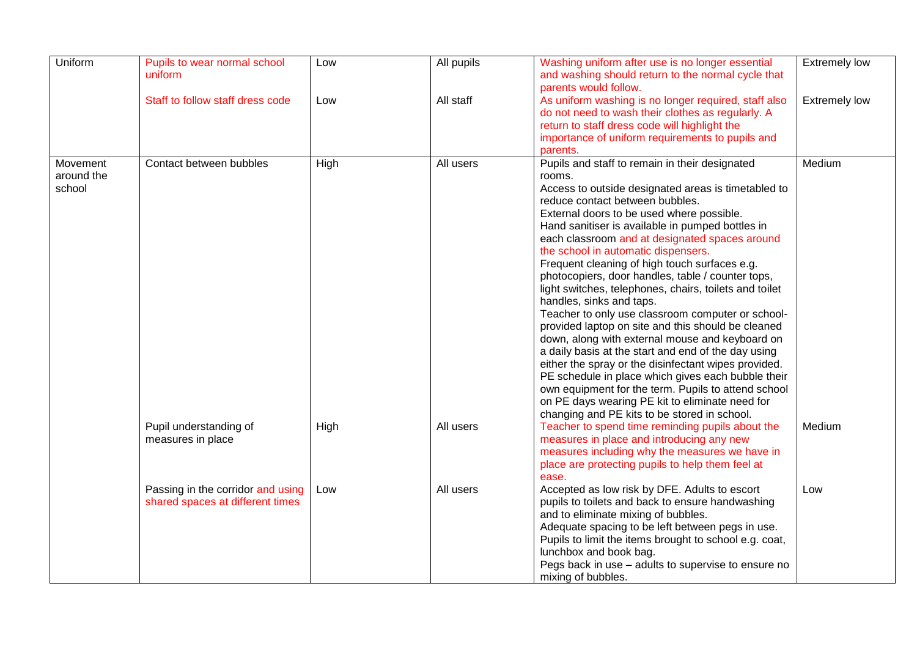| Uniform | Pupils to wear normal school uniform | Low | All pupils | Washing uniform after use is no longer essential and washing should return to the normal cycle that parents would follow. | Extremely low |
|---|---|---|---|---|---|
| | Staff to follow staff dress code | Low | All staff | As uniform washing is no longer required, staff also do not need to wash their clothes as regularly. A return to staff dress code will highlight the importance of uniform requirements to pupils and parents. | Extremely low |
| Movement around the school | Contact between bubbles | High | All users | Pupils and staff to remain in their designated rooms.<br>Access to outside designated areas is timetabled to reduce contact between bubbles.<br>External doors to be used where possible.<br>Hand sanitiser is available in pumped bottles in each classroom and at designated spaces around the school in automatic dispensers.<br>Frequent cleaning of high touch surfaces e.g. photocopiers, door handles, table / counter tops, light switches, telephones, chairs, toilets and toilet handles, sinks and taps.<br>Teacher to only use classroom computer or school-provided laptop on site and this should be cleaned down, along with external mouse and keyboard on a daily basis at the start and end of the day using either the spray or the disinfectant wipes provided.<br>PE schedule in place which gives each bubble their own equipment for the term. Pupils to attend school on PE days wearing PE kit to eliminate need for changing and PE kits to be stored in school. | Medium |
| | Pupil understanding of measures in place | High | All users | Teacher to spend time reminding pupils about the measures in place and introducing any new measures including why the measures we have in place are protecting pupils to help them feel at ease. | Medium |
| | Passing in the corridor and using shared spaces at different times | Low | All users | Accepted as low risk by DFE. Adults to escort pupils to toilets and back to ensure handwashing and to eliminate mixing of bubbles.<br>Adequate spacing to be left between pegs in use.<br>Pupils to limit the items brought to school e.g. coat, lunchbox and book bag.<br>Pegs back in use – adults to supervise to ensure no mixing of bubbles. | Low |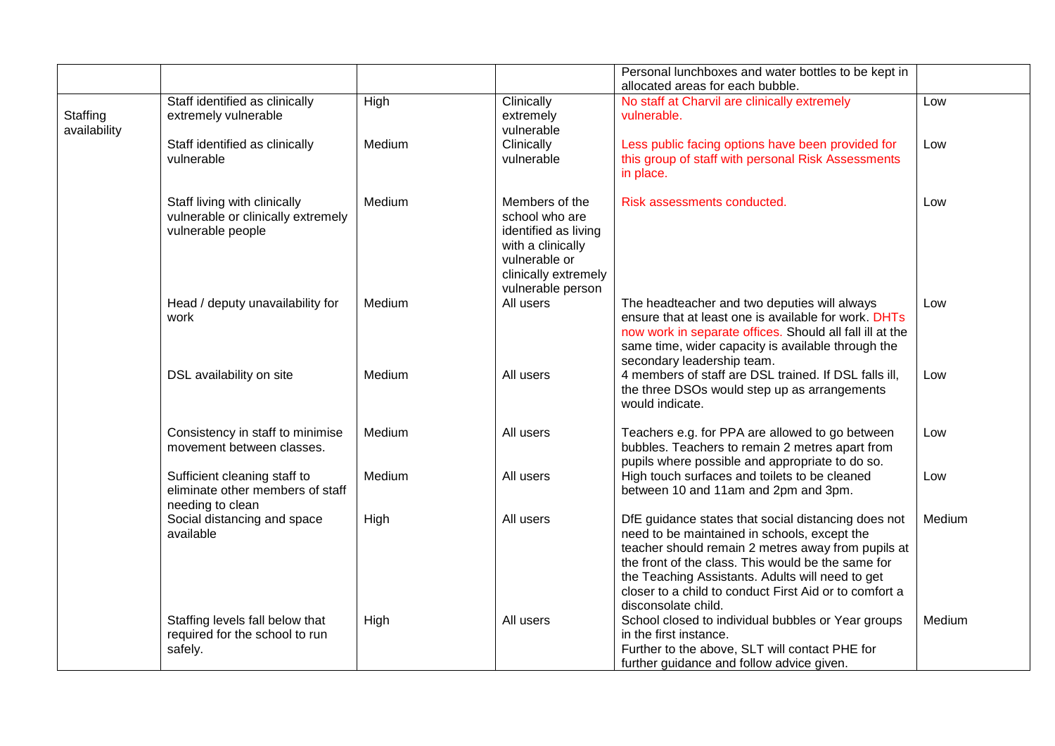| | | | | | |
|---|---|---|---|---|---|
| | | | | Personal lunchboxes and water bottles to be kept in allocated areas for each bubble. | |
| Staffing availability | Staff identified as clinically extremely vulnerable | High | Clinically extremely vulnerable | No staff at Charvil are clinically extremely vulnerable. | Low |
| | Staff identified as clinically vulnerable | Medium | Clinically vulnerable | Less public facing options have been provided for this group of staff with personal Risk Assessments in place. | Low |
| | Staff living with clinically vulnerable or clinically extremely vulnerable people | Medium | Members of the school who are identified as living with a clinically vulnerable or clinically extremely vulnerable person | Risk assessments conducted. | Low |
| | Head / deputy unavailability for work | Medium | All users | The headteacher and two deputies will always ensure that at least one is available for work. DHTs now work in separate offices. Should all fall ill at the same time, wider capacity is available through the secondary leadership team. | Low |
| | DSL availability on site | Medium | All users | 4 members of staff are DSL trained. If DSL falls ill, the three DSOs would step up as arrangements would indicate. | Low |
| | Consistency in staff to minimise movement between classes. | Medium | All users | Teachers e.g. for PPA are allowed to go between bubbles. Teachers to remain 2 metres apart from pupils where possible and appropriate to do so. | Low |
| | Sufficient cleaning staff to eliminate other members of staff needing to clean | Medium | All users | High touch surfaces and toilets to be cleaned between 10 and 11am and 2pm and 3pm. | Low |
| | Social distancing and space available | High | All users | DfE guidance states that social distancing does not need to be maintained in schools, except the teacher should remain 2 metres away from pupils at the front of the class. This would be the same for the Teaching Assistants. Adults will need to get closer to a child to conduct First Aid or to comfort a disconsolate child. | Medium |
| | Staffing levels fall below that required for the school to run safely. | High | All users | School closed to individual bubbles or Year groups in the first instance.<br>Further to the above, SLT will contact PHE for further guidance and follow advice given. | Medium |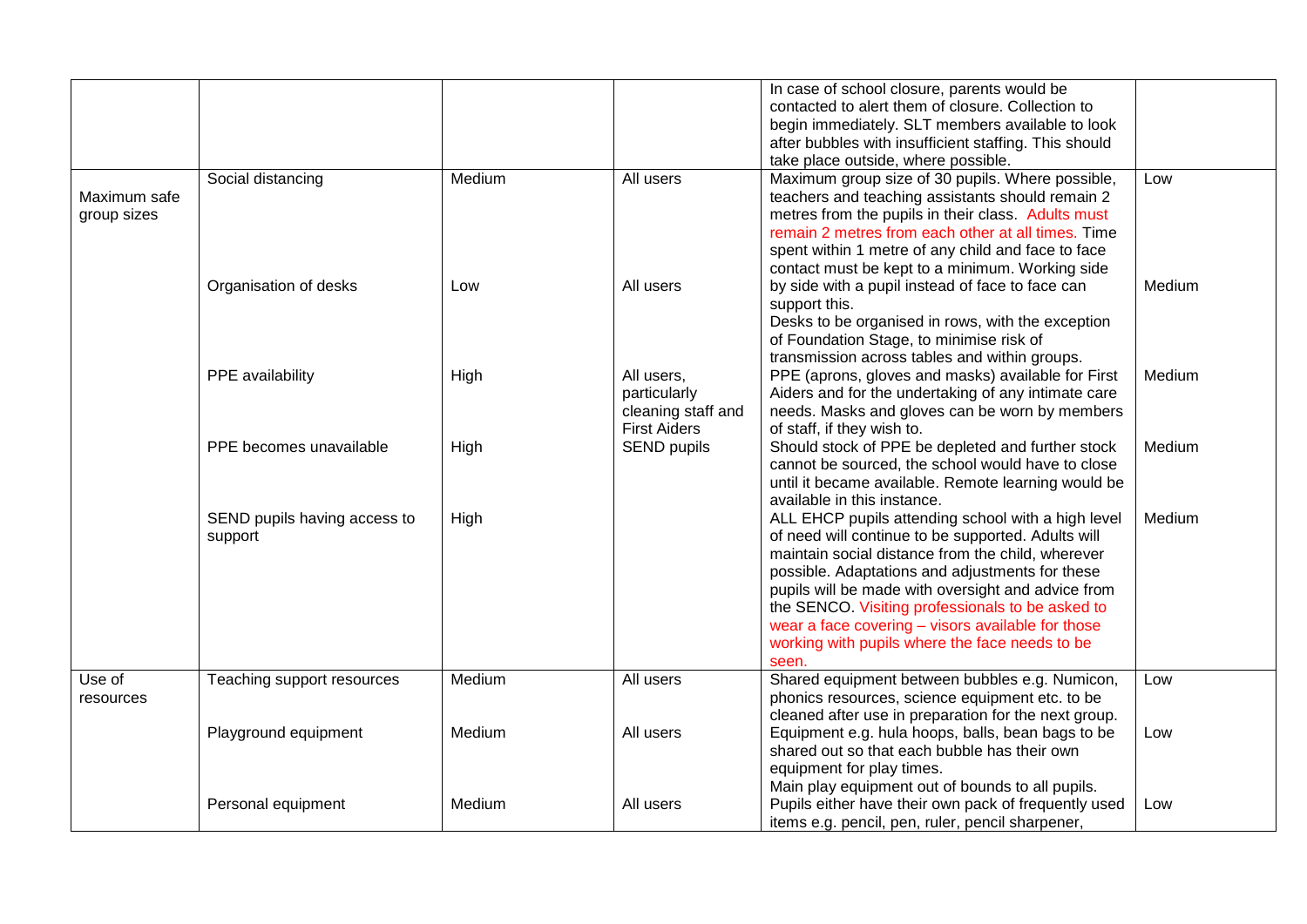| | | | | In case of school closure, parents would be contacted to alert them of closure. Collection to begin immediately. SLT members available to look after bubbles with insufficient staffing. This should take place outside, where possible. | |
|---|---|---|---|---|---|
| Maximum safe group sizes | Social distancing | Medium | All users | Maximum group size of 30 pupils. Where possible, teachers and teaching assistants should remain 2 metres from the pupils in their class. Adults must remain 2 metres from each other at all times. Time spent within 1 metre of any child and face to face contact must be kept to a minimum. Working side by side with a pupil instead of face to face can support this. | Low |
| | Organisation of desks | Low | All users | Desks to be organised in rows, with the exception of Foundation Stage, to minimise risk of transmission across tables and within groups. | Medium |
| | PPE availability | High | All users, particularly cleaning staff and First Aiders | PPE (aprons, gloves and masks) available for First Aiders and for the undertaking of any intimate care needs. Masks and gloves can be worn by members of staff, if they wish to. | Medium |
| | PPE becomes unavailable | High | SEND pupils | Should stock of PPE be depleted and further stock cannot be sourced, the school would have to close until it became available. Remote learning would be available in this instance. | Medium |
| | SEND pupils having access to support | High | | ALL EHCP pupils attending school with a high level of need will continue to be supported. Adults will maintain social distance from the child, wherever possible. Adaptations and adjustments for these pupils will be made with oversight and advice from the SENCO. Visiting professionals to be asked to wear a face covering – visors available for those working with pupils where the face needs to be seen. | Medium |
| Use of resources | Teaching support resources | Medium | All users | Shared equipment between bubbles e.g. Numicon, phonics resources, science equipment etc. to be cleaned after use in preparation for the next group. | Low |
| | Playground equipment | Medium | All users | Equipment e.g. hula hoops, balls, bean bags to be shared out so that each bubble has their own equipment for play times. Main play equipment out of bounds to all pupils. | Low |
| | Personal equipment | Medium | All users | Pupils either have their own pack of frequently used items e.g. pencil, pen, ruler, pencil sharpener, | Low |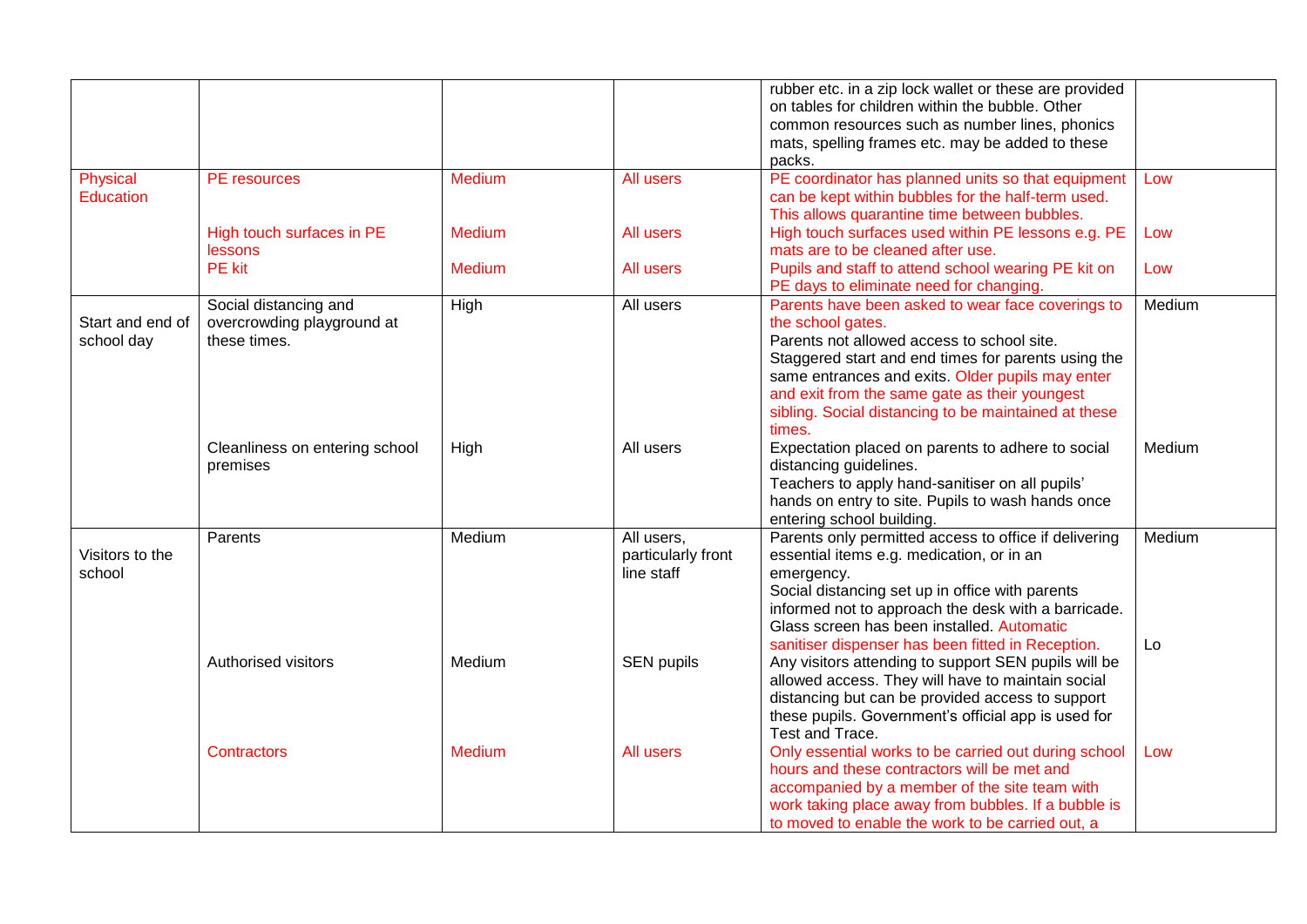| | | | | rubber etc. in a zip lock wallet or these are provided on tables for children within the bubble. Other common resources such as number lines, phonics mats, spelling frames etc. may be added to these packs. | |
|---|---|---|---|---|---|
| Physical Education | PE resources | Medium | All users | PE coordinator has planned units so that equipment can be kept within bubbles for the half-term used. This allows quarantine time between bubbles. | Low |
| | High touch surfaces in PE lessons | Medium | All users | High touch surfaces used within PE lessons e.g. PE mats are to be cleaned after use. | Low |
| | PE kit | Medium | All users | Pupils and staff to attend school wearing PE kit on PE days to eliminate need for changing. | Low |
| Start and end of school day | Social distancing and overcrowding playground at these times. | High | All users | Parents have been asked to wear face coverings to the school gates.<br>Parents not allowed access to school site.<br>Staggered start and end times for parents using the same entrances and exits. Older pupils may enter and exit from the same gate as their youngest sibling. Social distancing to be maintained at these times. | Medium |
| | Cleanliness on entering school premises | High | All users | Expectation placed on parents to adhere to social distancing guidelines.<br>Teachers to apply hand-sanitiser on all pupils' hands on entry to site. Pupils to wash hands once entering school building. | Medium |
| Visitors to the school | Parents | Medium | All users, particularly front line staff | Parents only permitted access to office if delivering essential items e.g. medication, or in an emergency.<br>Social distancing set up in office with parents informed not to approach the desk with a barricade. Glass screen has been installed. Automatic sanitiser dispenser has been fitted in Reception. | Medium |
| | Authorised visitors | Medium | SEN pupils | Any visitors attending to support SEN pupils will be allowed access. They will have to maintain social distancing but can be provided access to support these pupils. Government's official app is used for Test and Trace. | Lo |
| | Contractors | Medium | All users | Only essential works to be carried out during school hours and these contractors will be met and accompanied by a member of the site team with work taking place away from bubbles. If a bubble is to moved to enable the work to be carried out, a | Low |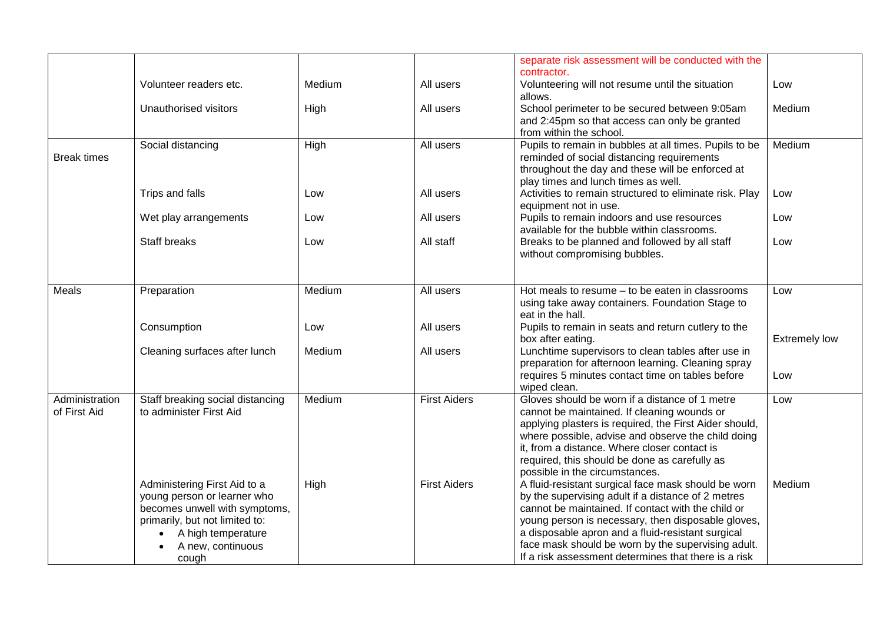| | | | | | |
|---|---|---|---|---|---|
| | | | | separate risk assessment will be conducted with the contractor. | |
| | Volunteer readers etc. | Medium | All users | Volunteering will not resume until the situation allows. | Low |
| | Unauthorised visitors | High | All users | School perimeter to be secured between 9:05am and 2:45pm so that access can only be granted from within the school. | Medium |
| Break times | Social distancing | High | All users | Pupils to remain in bubbles at all times. Pupils to be reminded of social distancing requirements throughout the day and these will be enforced at play times and lunch times as well. | Medium |
| | Trips and falls | Low | All users | Activities to remain structured to eliminate risk. Play equipment not in use. | Low |
| | Wet play arrangements | Low | All users | Pupils to remain indoors and use resources available for the bubble within classrooms. | Low |
| | Staff breaks | Low | All staff | Breaks to be planned and followed by all staff without compromising bubbles. | Low |
| Meals | Preparation | Medium | All users | Hot meals to resume – to be eaten in classrooms using take away containers. Foundation Stage to eat in the hall. | Low |
| | Consumption | Low | All users | Pupils to remain in seats and return cutlery to the box after eating. | Extremely low |
| | Cleaning surfaces after lunch | Medium | All users | Lunchtime supervisors to clean tables after use in preparation for afternoon learning. Cleaning spray requires 5 minutes contact time on tables before wiped clean. | Low |
| Administration of First Aid | Staff breaking social distancing to administer First Aid | Medium | First Aiders | Gloves should be worn if a distance of 1 metre cannot be maintained. If cleaning wounds or applying plasters is required, the First Aider should, where possible, advise and observe the child doing it, from a distance. Where closer contact is required, this should be done as carefully as possible in the circumstances. | Low |
| | Administering First Aid to a young person or learner who becomes unwell with symptoms, primarily, but not limited to:<br>• A high temperature<br>• A new, continuous cough | High | First Aiders | A fluid-resistant surgical face mask should be worn by the supervising adult if a distance of 2 metres cannot be maintained. If contact with the child or young person is necessary, then disposable gloves, a disposable apron and a fluid-resistant surgical face mask should be worn by the supervising adult. If a risk assessment determines that there is a risk | Medium |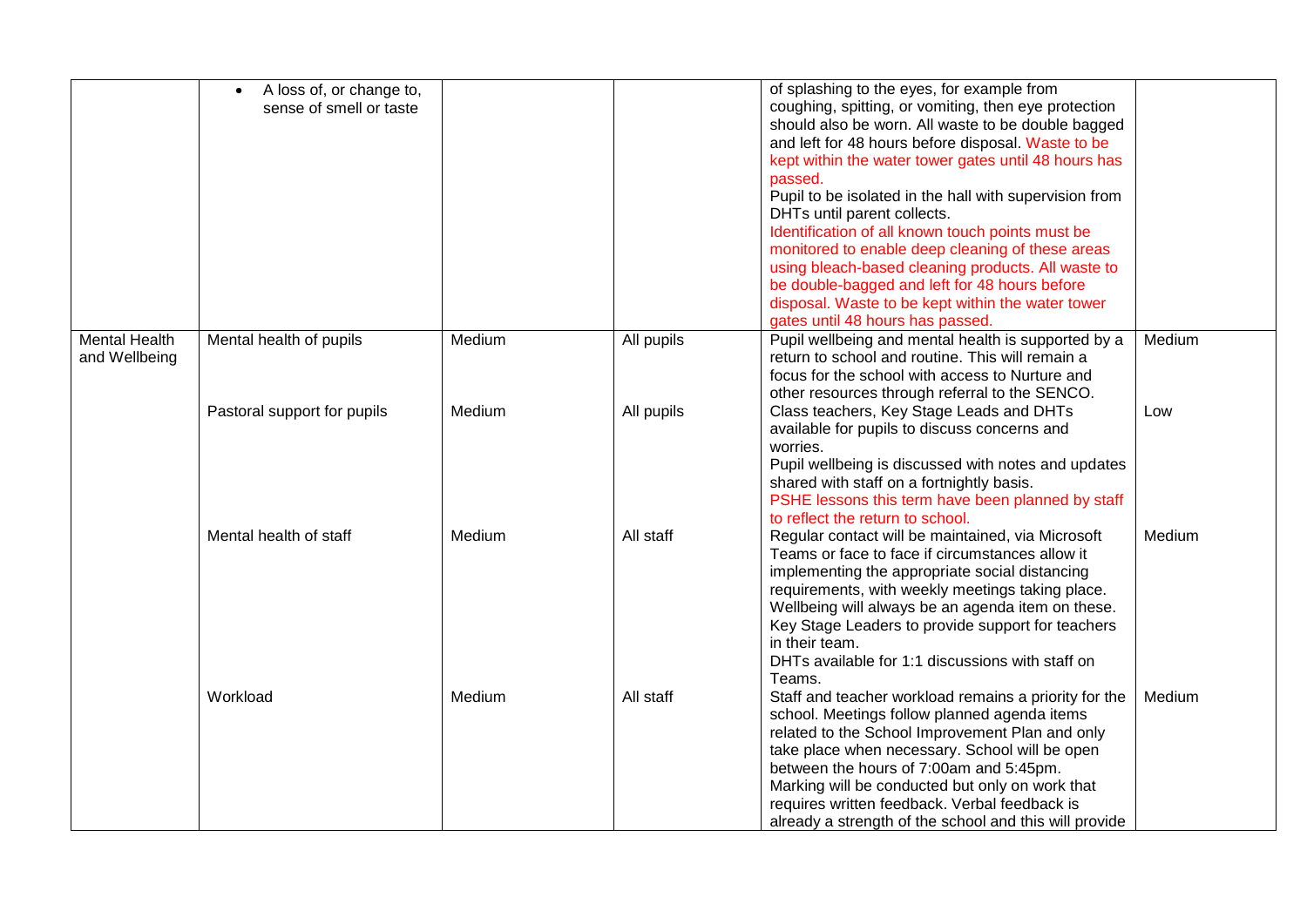| | | | | | |
|---|---|---|---|---|---|
| | • A loss of, or change to, sense of smell or taste | | | of splashing to the eyes, for example from coughing, spitting, or vomiting, then eye protection should also be worn. All waste to be double bagged and left for 48 hours before disposal. Waste to be kept within the water tower gates until 48 hours has passed.<br>Pupil to be isolated in the hall with supervision from DHTs until parent collects.<br>Identification of all known touch points must be monitored to enable deep cleaning of these areas using bleach-based cleaning products. All waste to be double-bagged and left for 48 hours before disposal. Waste to be kept within the water tower gates until 48 hours has passed. | |
| Mental Health and Wellbeing | Mental health of pupils | Medium | All pupils | Pupil wellbeing and mental health is supported by a return to school and routine. This will remain a focus for the school with access to Nurture and other resources through referral to the SENCO. | Medium |
| | Pastoral support for pupils | Medium | All pupils | Class teachers, Key Stage Leads and DHTs available for pupils to discuss concerns and worries.<br>Pupil wellbeing is discussed with notes and updates shared with staff on a fortnightly basis.<br>PSHE lessons this term have been planned by staff to reflect the return to school. | Low |
| | Mental health of staff | Medium | All staff | Regular contact will be maintained, via Microsoft Teams or face to face if circumstances allow it implementing the appropriate social distancing requirements, with weekly meetings taking place. Wellbeing will always be an agenda item on these. Key Stage Leaders to provide support for teachers in their team.<br>DHTs available for 1:1 discussions with staff on Teams. | Medium |
| | Workload | Medium | All staff | Staff and teacher workload remains a priority for the school. Meetings follow planned agenda items related to the School Improvement Plan and only take place when necessary. School will be open between the hours of 7:00am and 5:45pm.<br>Marking will be conducted but only on work that requires written feedback. Verbal feedback is already a strength of the school and this will provide | Medium |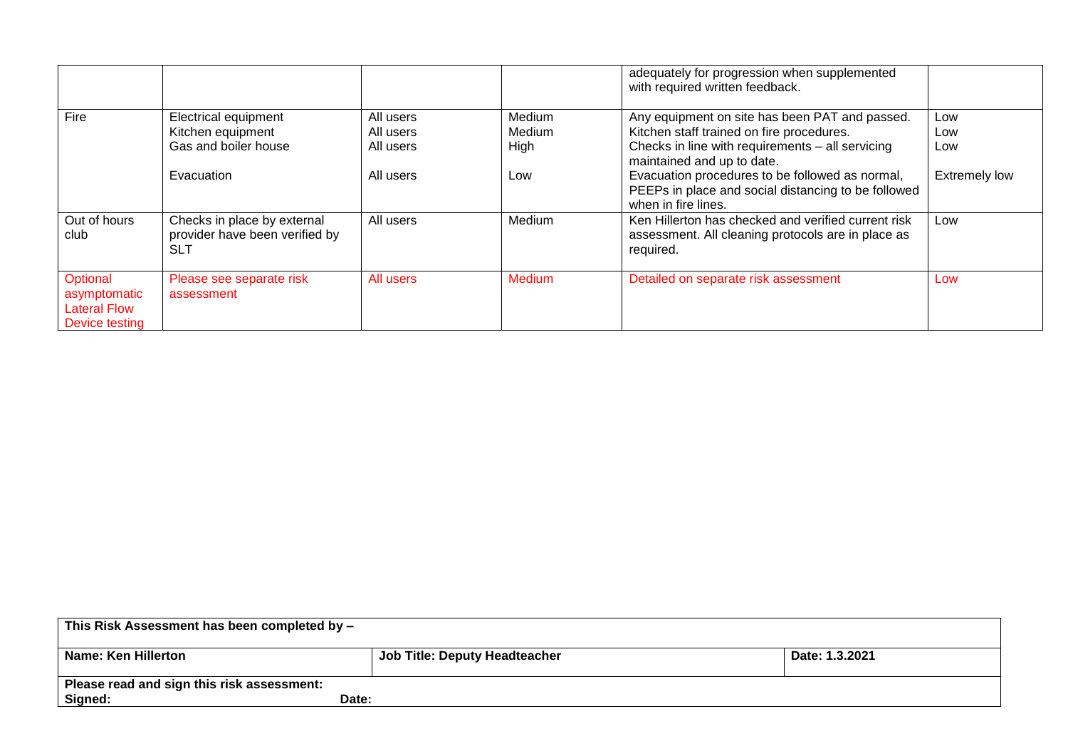| | | | | | |
|---|---|---|---|---|---|
| | | | | adequately for progression when supplemented with required written feedback. | |
| Fire | Electrical equipment<br>Kitchen equipment<br>Gas and boiler house<br><br>Evacuation | All users<br>All users<br>All users<br><br>All users | Medium<br>Medium<br>High<br><br>Low | Any equipment on site has been PAT and passed.<br>Kitchen staff trained on fire procedures.<br>Checks in line with requirements – all servicing maintained and up to date.<br>Evacuation procedures to be followed as normal, PEEPs in place and social distancing to be followed when in fire lines. | Low<br>Low<br>Low<br><br>Extremely low |
| Out of hours club | Checks in place by external provider have been verified by SLT | All users | Medium | Ken Hillerton has checked and verified current risk assessment. All cleaning protocols are in place as required. | Low |
| Optional asymptomatic Lateral Flow Device testing | Please see separate risk assessment | All users | Medium | Detailed on separate risk assessment | Low |

| | | |
|---|---|---|
| **This Risk Assessment has been completed by –** | | |
| **Name: Ken Hillerton** | **Job Title: Deputy Headteacher** | **Date: 1.3.2021** |
| **Please read and sign this risk assessment:**<br>**Signed:** **Date:** | | |